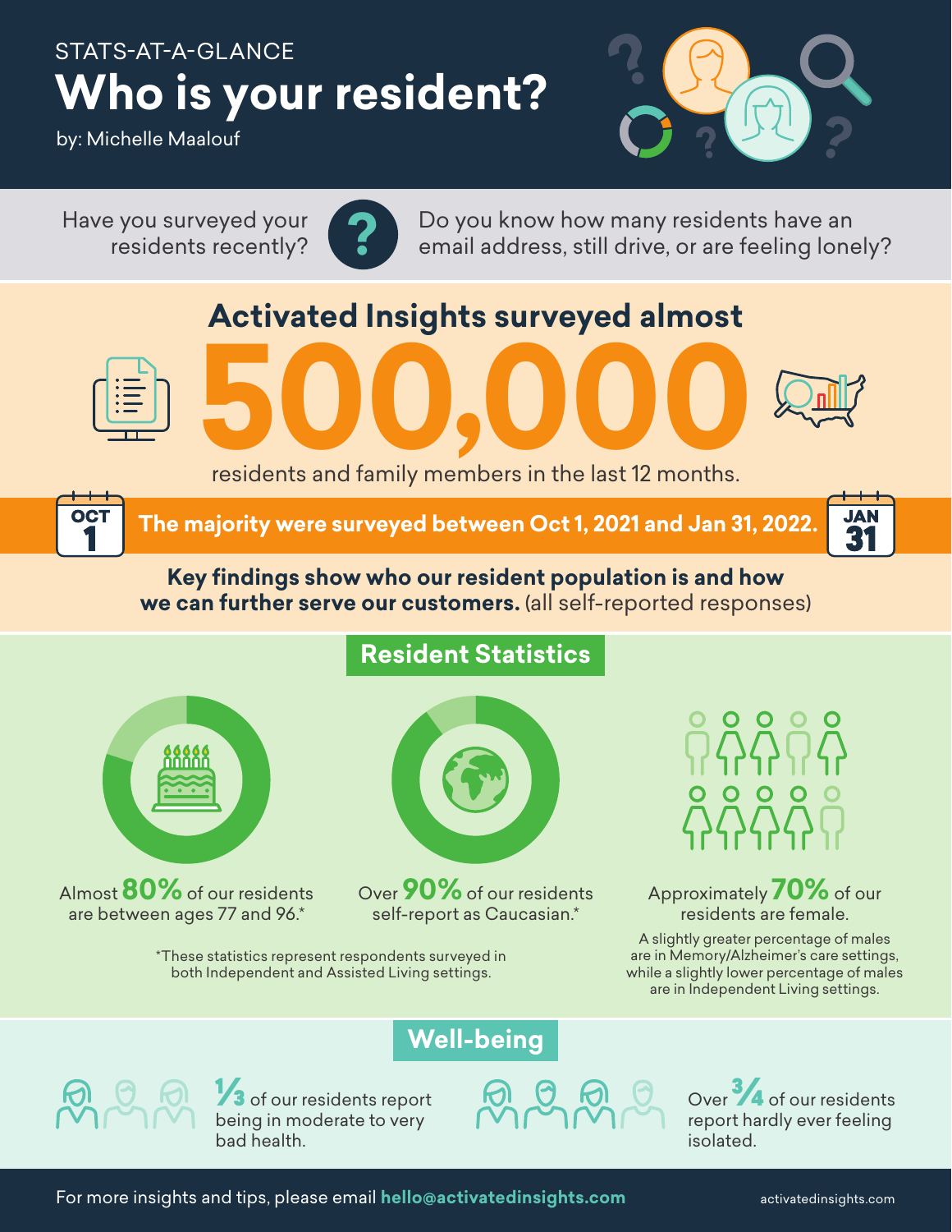STATS-AT-A-GLANCE

# Who is your resident?

by: Michelle Maalouf

Have you surveyed your residents recently?

Do you know how many residents have an email address, still drive, or are feeling lonely?

## Activated Insights surveyed almost 500,000 residents and family members in the last 12 months.

**The majority were surveyed between Oct 1, 2021 and Jan 31, 2022.**

**Key findings show who our resident population is and how we can further serve our customers.** (all self-reported responses)

## Resident Statistics

Almost **80%** of our residents are between ages 77 and 96.*

Over **90%** of our residents self-report as Caucasian.*

*These statistics represent respondents surveyed in both Independent and Assisted Living settings.

Approximately **70%** of our residents are female.

A slightly greater percentage of males are in Memory/Alzheimer's care settings, while a slightly lower percentage of males are in Independent Living settings.

## Well-being

**1/3** of our residents report being in moderate to very bad health.

Over **3/4** of our residents report hardly ever feeling isolated.

For more insights and tips, please email **hello@activatedinsights.com**

activatedinsights.com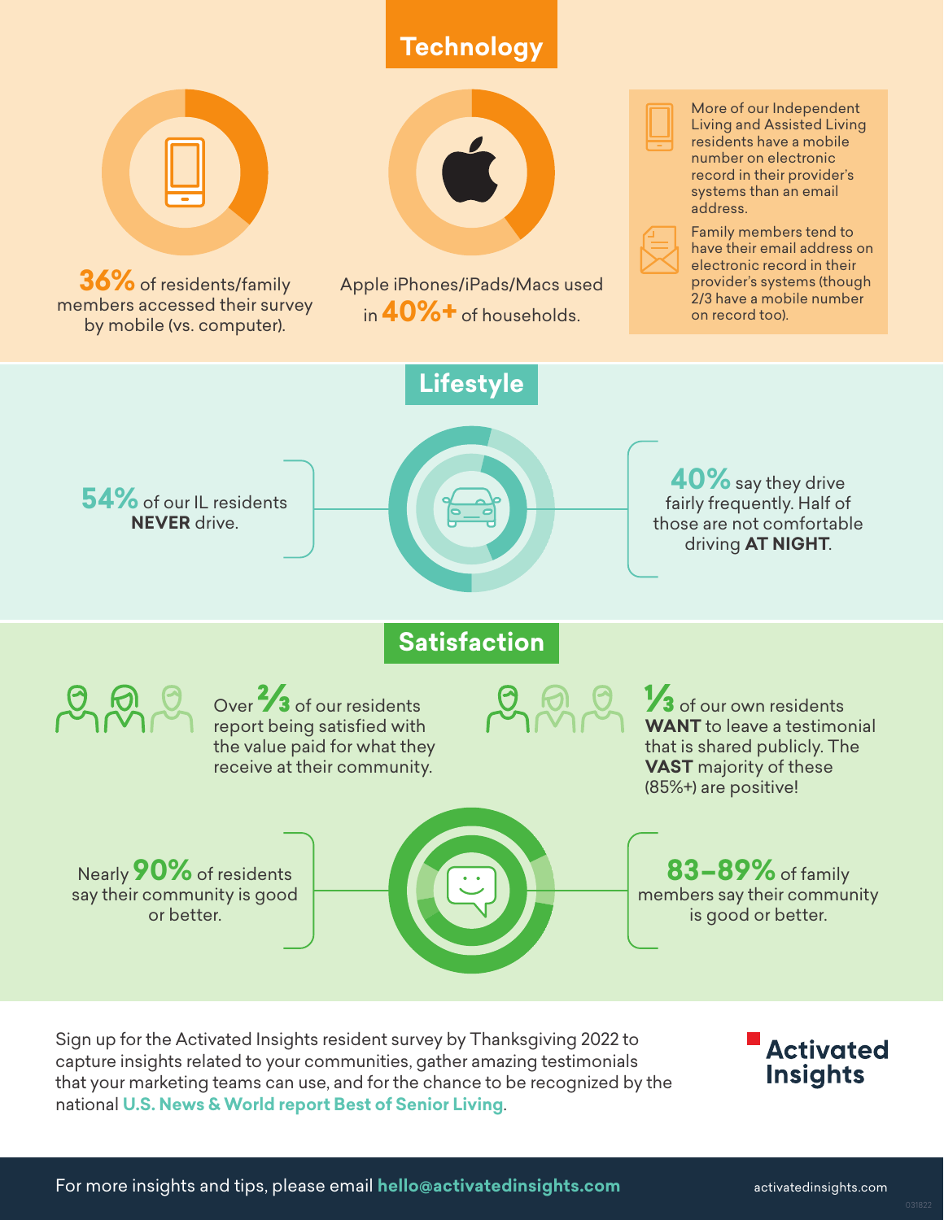## Technology

**36%** of residents/family members accessed their survey by mobile (vs. computer).

Apple iPhones/iPads/Macs used in **40%+** of households.

More of our Independent Living and Assisted Living residents have a mobile number on electronic record in their provider's systems than an email address.

Family members tend to have their email address on electronic record in their provider's systems (though 2/3 have a mobile number on record too).

## Lifestyle

**54%** of our IL residents **NEVER** drive.

**40%** say they drive fairly frequently. Half of those are not comfortable driving **AT NIGHT**.

## Satisfaction

Over **2/3** of our residents report being satisfied with the value paid for what they receive at their community.

**1/3** of our own residents **WANT** to leave a testimonial that is shared publicly. The **VAST** majority of these (85%+) are positive!

Nearly **90%** of residents say their community is good or better.

**83–89%** of family members say their community is good or better.

Sign up for the Activated Insights resident survey by Thanksgiving 2022 to capture insights related to your communities, gather amazing testimonials that your marketing teams can use, and for the chance to be recognized by the national **U.S. News & World report Best of Senior Living**.

**Activated Insights**

For more insights and tips, please email **hello@activatedinsights.com**

activatedinsights.com